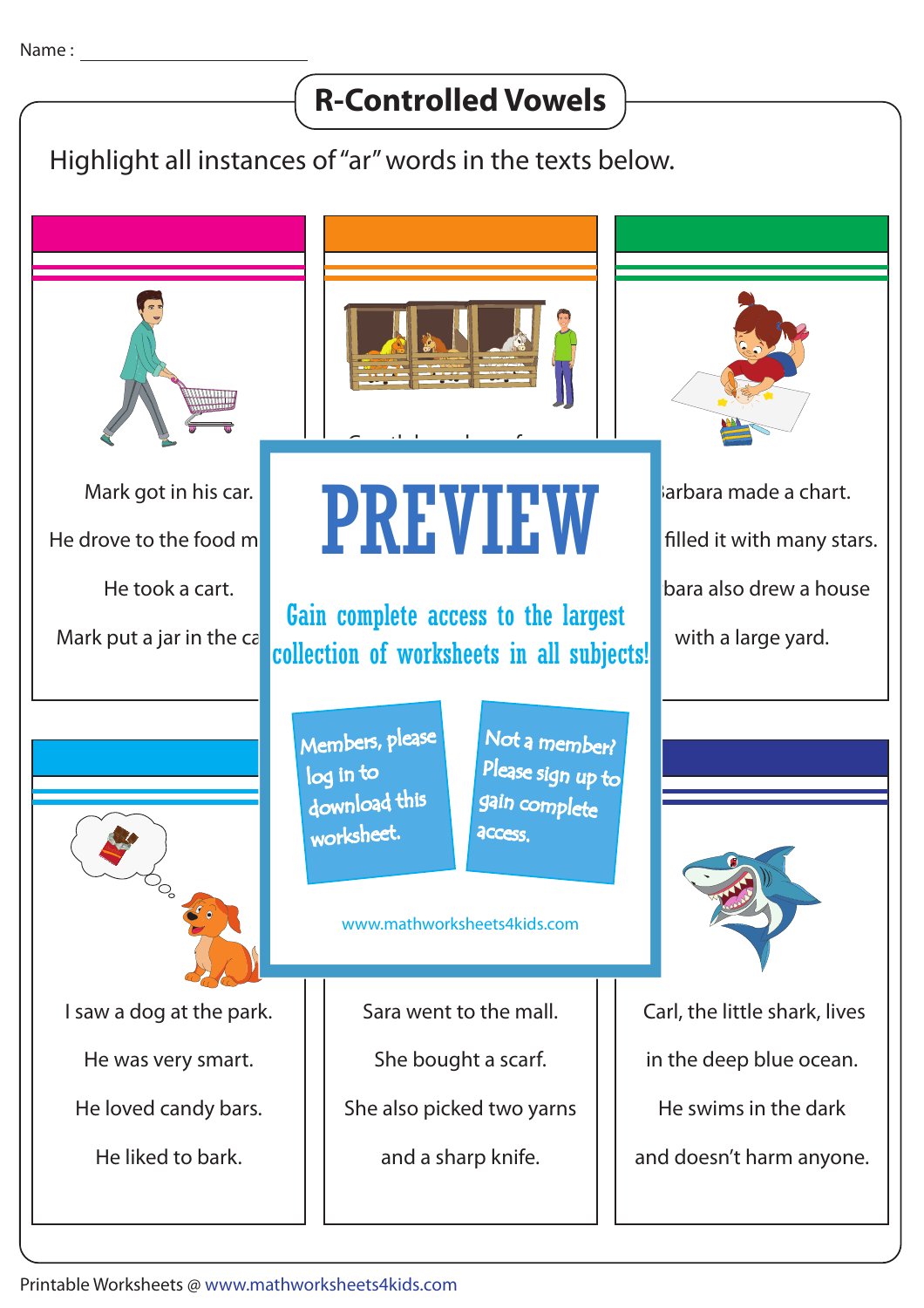Name : ________________________

# R-Controlled Vowels

Highlight all instances of "ar" words in the texts below.

Mark got in his car.

He drove to the food m

He took a cart.

Mark put a jar in the ca

arbara made a chart.

filled it with many stars.

bara also drew a house

with a large yard.

PREVIEW

Gain complete access to the largest collection of worksheets in all subjects!

Members, please log in to download this worksheet.

Not a member? Please sign up to gain complete access.

www.mathworksheets4kids.com

I saw a dog at the park.

He was very smart.

He loved candy bars.

He liked to bark.

Sara went to the mall.

She bought a scarf.

She also picked two yarns

and a sharp knife.

Carl, the little shark, lives

in the deep blue ocean.

He swims in the dark

and doesn't harm anyone.

Printable Worksheets @ www.mathworksheets4kids.com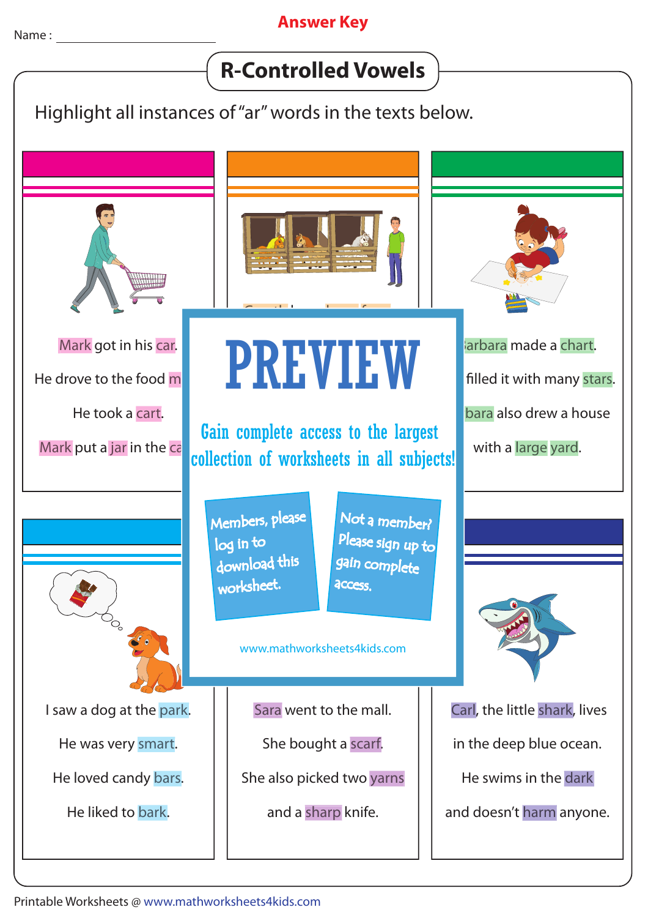Answer Key

Name :

# R-Controlled Vowels

Highlight all instances of "ar" words in the texts below.

Mark got in his car.

He drove to the food m

He took a cart.

Mark put a jar in the ca

PREVIEW

Gain complete access to the largest collection of worksheets in all subjects!

Members, please log in to download this worksheet.

Not a member? Please sign up to gain complete access.

www.mathworksheets4kids.com

arbara made a chart.

filled it with many stars.

bara also drew a house

with a large yard.

I saw a dog at the park.

He was very smart.

He loved candy bars.

He liked to bark.

Sara went to the mall.

She bought a scarf.

She also picked two yarns

and a sharp knife.

Carl, the little shark, lives

in the deep blue ocean.

He swims in the dark

and doesn't harm anyone.

Printable Worksheets @ www.mathworksheets4kids.com